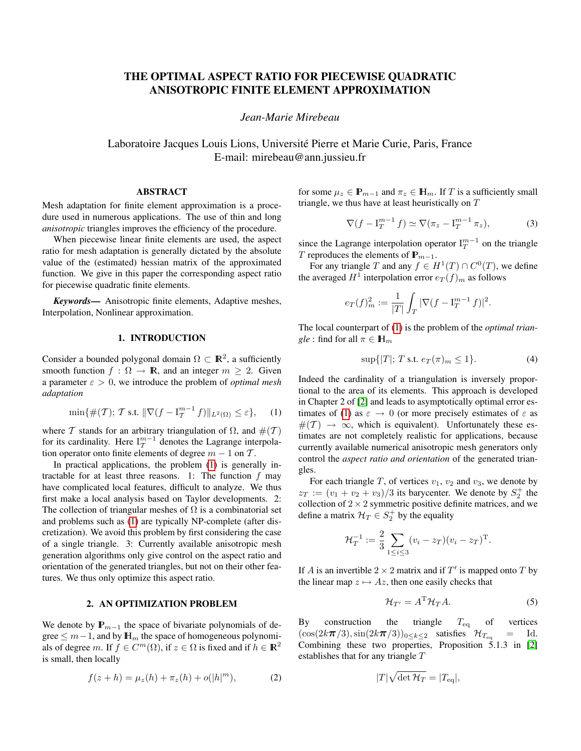# THE OPTIMAL ASPECT RATIO FOR PIECEWISE QUADRATIC ANISOTROPIC FINITE ELEMENT APPROXIMATION

*Jean-Marie Mirebeau*

Laboratoire Jacques Louis Lions, Université Pierre et Marie Curie, Paris, France
E-mail: mirebeau@ann.jussieu.fr

## ABSTRACT

Mesh adaptation for finite element approximation is a procedure used in numerous applications. The use of thin and long *anisotropic* triangles improves the efficiency of the procedure.

When piecewise linear finite elements are used, the aspect ratio for mesh adaptation is generally dictated by the absolute value of the (estimated) hessian matrix of the approximated function. We give in this paper the corresponding aspect ratio for piecewise quadratic finite elements.

***Keywords***— Anisotropic finite elements, Adaptive meshes, Interpolation, Nonlinear approximation.

## 1. INTRODUCTION

Consider a bounded polygonal domain $\Omega \subset \mathbb{R}^2$, a sufficiently smooth function $f : \Omega \to \mathbb{R}$, and an integer $m \geq 2$. Given a parameter $\varepsilon > 0$, we introduce the problem of *optimal mesh adaptation*

$$\min\{\#(\mathcal{T});\ \mathcal{T} \text{ s.t. } \|\nabla(f - \mathrm{I}_{\mathcal{T}}^{m-1} f)\|_{L^2(\Omega)} \leq \varepsilon\}, \quad (1)$$

where $\mathcal{T}$ stands for an arbitrary triangulation of $\Omega$, and $\#(\mathcal{T})$ for its cardinality. Here $\mathrm{I}_{\mathcal{T}}^{m-1}$ denotes the Lagrange interpolation operator onto finite elements of degree $m-1$ on $\mathcal{T}$.

In practical applications, the problem (1) is generally intractable for at least three reasons. 1: The function $f$ may have complicated local features, difficult to analyze. We thus first make a local analysis based on Taylor developments. 2: The collection of triangular meshes of $\Omega$ is a combinatorial set and problems such as (1) are typically NP-complete (after discretization). We avoid this problem by first considering the case of a single triangle. 3: Currently available anisotropic mesh generation algorithms only give control on the aspect ratio and orientation of the generated triangles, but not on their other features. We thus only optimize this aspect ratio.

## 2. AN OPTIMIZATION PROBLEM

We denote by $\mathbb{P}_{m-1}$ the space of bivariate polynomials of degree $\leq m-1$, and by $\mathbb{H}_m$ the space of homogeneous polynomials of degree $m$. If $f \in C^m(\Omega)$, if $z \in \Omega$ is fixed and if $h \in \mathbb{R}^2$ is small, then locally

$$f(z+h) = \mu_z(h) + \pi_z(h) + o(|h|^m), \quad (2)$$

for some $\mu_z \in \mathbb{P}_{m-1}$ and $\pi_z \in \mathbb{H}_m$. If $T$ is a sufficiently small triangle, we thus have at least heuristically on $T$

$$\nabla(f - \mathrm{I}_T^{m-1} f) \simeq \nabla(\pi_z - \mathrm{I}_T^{m-1} \pi_z), \quad (3)$$

since the Lagrange interpolation operator $\mathrm{I}_T^{m-1}$ on the triangle $T$ reproduces the elements of $\mathbb{P}_{m-1}$.

For any triangle $T$ and any $f \in H^1(T) \cap C^0(T)$, we define the averaged $H^1$ interpolation error $e_T(f)_m$ as follows

$$e_T(f)_m^2 := \frac{1}{|T|}\int_T |\nabla(f - \mathrm{I}_T^{m-1} f)|^2.$$

The local counterpart of (1) is the problem of the *optimal triangle* : find for all $\pi \in \mathbb{H}_m$

$$\sup\{|T|;\ T \text{ s.t. } e_T(\pi)_m \leq 1\}. \quad (4)$$

Indeed the cardinality of a triangulation is inversely proportional to the area of its elements. This approach is developed in Chapter 2 of [2] and leads to asymptotically optimal error estimates of (1) as $\varepsilon \to 0$ (or more precisely estimates of $\varepsilon$ as $\#(\mathcal{T}) \to \infty$, which is equivalent). Unfortunately these estimates are not completely realistic for applications, because currently available numerical anisotropic mesh generators only control the *aspect ratio and orientation* of the generated triangles.

For each triangle $T$, of vertices $v_1$, $v_2$ and $v_3$, we denote by $z_T := (v_1 + v_2 + v_3)/3$ its barycenter. We denote by $S_2^+$ the collection of $2 \times 2$ symmetric positive definite matrices, and we define a matrix $\mathcal{H}_T \in S_2^+$ by the equality

$$\mathcal{H}_T^{-1} := \frac{2}{3}\sum_{1 \leq i \leq 3}(v_i - z_T)(v_i - z_T)^{\mathrm{T}}.$$

If $A$ is an invertible $2 \times 2$ matrix and if $T'$ is mapped onto $T$ by the linear map $z \mapsto Az$, then one easily checks that

$$\mathcal{H}_{T'} = A^{\mathrm{T}} \mathcal{H}_T A. \quad (5)$$

By construction the triangle $T_{\mathrm{eq}}$ of vertices $(\cos(2k\boldsymbol{\pi}/3), \sin(2k\boldsymbol{\pi}/3))_{0 \leq k \leq 2}$ satisfies $\mathcal{H}_{T_{\mathrm{eq}}} = \mathrm{Id}$. Combining these two properties, Proposition 5.1.3 in [2] establishes that for any triangle $T$

$$|T|\sqrt{\det \mathcal{H}_T} = |T_{\mathrm{eq}}|,$$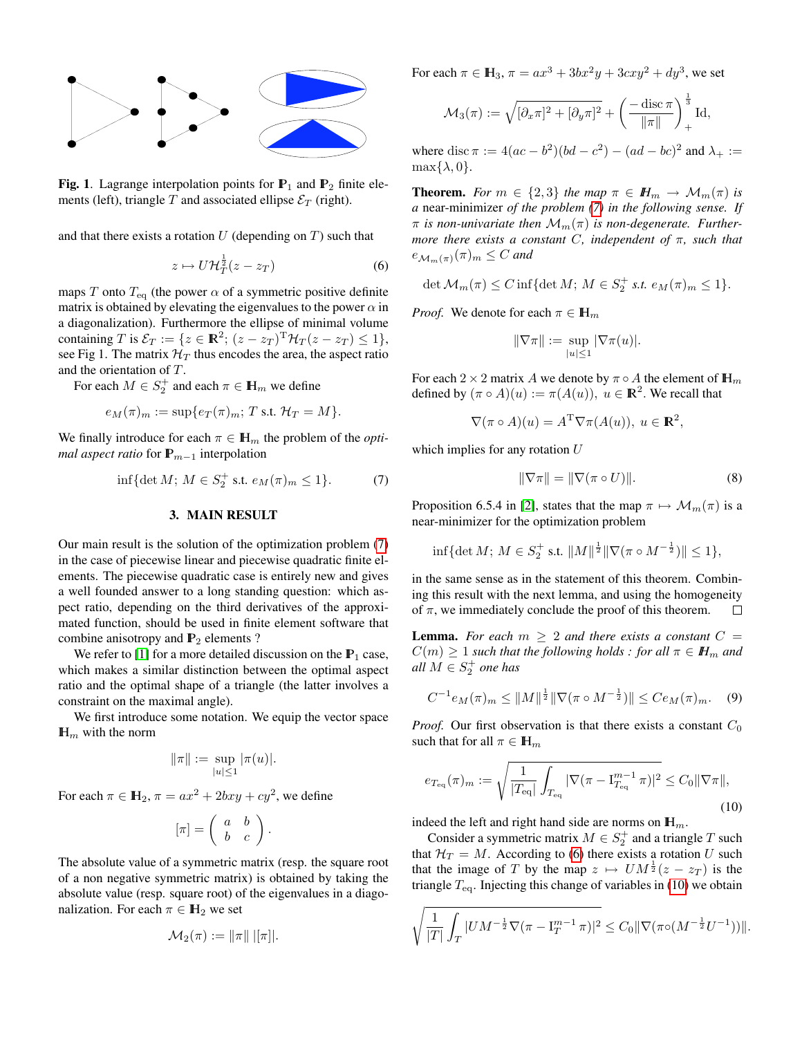**Fig. 1**. Lagrange interpolation points for $\mathbb{P}_1$ and $\mathbb{P}_2$ finite elements (left), triangle $T$ and associated ellipse $\mathcal{E}_T$ (right).

and that there exists a rotation $U$ (depending on $T$) such that

$$z \mapsto U\mathcal{H}_T^{\frac{1}{2}}(z - z_T) \tag{6}$$

maps $T$ onto $T_{\rm eq}$ (the power $\alpha$ of a symmetric positive definite matrix is obtained by elevating the eigenvalues to the power $\alpha$ in a diagonalization). Furthermore the ellipse of minimal volume containing $T$ is $\mathcal{E}_T := \{z \in \mathbb{R}^2;\ (z - z_T)^{\rm T}\mathcal{H}_T(z - z_T) \leq 1\}$, see Fig 1. The matrix $\mathcal{H}_T$ thus encodes the area, the aspect ratio and the orientation of $T$.

For each $M \in S_2^+$ and each $\pi \in \mathbb{H}_m$ we define

$$e_M(\pi)_m := \sup\{e_T(\pi)_m;\ T \text{ s.t. } \mathcal{H}_T = M\}.$$

We finally introduce for each $\pi \in \mathbb{H}_m$ the problem of the *optimal aspect ratio* for $\mathbb{P}_{m-1}$ interpolation

$$\inf\{\det M;\ M \in S_2^+ \text{ s.t. } e_M(\pi)_m \leq 1\}. \tag{7}$$

## 3. MAIN RESULT

Our main result is the solution of the optimization problem (7) in the case of piecewise linear and piecewise quadratic finite elements. The piecewise quadratic case is entirely new and gives a well founded answer to a long standing question: which aspect ratio, depending on the third derivatives of the approximated function, should be used in finite element software that combine anisotropy and $\mathbb{P}_2$ elements ?

We refer to [1] for a more detailed discussion on the $\mathbb{P}_1$ case, which makes a similar distinction between the optimal aspect ratio and the optimal shape of a triangle (the latter involves a constraint on the maximal angle).

We first introduce some notation. We equip the vector space $\mathbb{H}_m$ with the norm

$$\|\pi\| := \sup_{|u|\leq 1} |\pi(u)|.$$

For each $\pi \in \mathbb{H}_2$, $\pi = ax^2 + 2bxy + cy^2$, we define

$$[\pi] = \begin{pmatrix} a & b \\ b & c \end{pmatrix}.$$

The absolute value of a symmetric matrix (resp. the square root of a non negative symmetric matrix) is obtained by taking the absolute value (resp. square root) of the eigenvalues in a diagonalization. For each $\pi \in \mathbb{H}_2$ we set

$$\mathcal{M}_2(\pi) := \|\pi\|\, |[\pi]|.$$

For each $\pi \in \mathbb{H}_3$, $\pi = ax^3 + 3bx^2y + 3cxy^2 + dy^3$, we set

$$\mathcal{M}_3(\pi) := \sqrt{[\partial_x\pi]^2 + [\partial_y\pi]^2} + \left(\frac{-\operatorname{disc}\pi}{\|\pi\|}\right)_+^{\frac{1}{3}} \mathrm{Id},$$

where $\operatorname{disc}\pi := 4(ac - b^2)(bd - c^2) - (ad - bc)^2$ and $\lambda_+ := \max\{\lambda, 0\}$.

**Theorem.** *For $m \in \{2, 3\}$ the map $\pi \in \mathbb{H}_m \to \mathcal{M}_m(\pi)$ is a* near-minimizer *of the problem (7) in the following sense. If $\pi$ is non-univariate then $\mathcal{M}_m(\pi)$ is non-degenerate. Furthermore there exists a constant $C$, independent of $\pi$, such that $e_{\mathcal{M}_m(\pi)}(\pi)_m \leq C$ and*

$$\det \mathcal{M}_m(\pi) \leq C \inf\{\det M;\ M \in S_2^+ \text{ s.t. } e_M(\pi)_m \leq 1\}.$$

*Proof.* We denote for each $\pi \in \mathbb{H}_m$

$$\|\nabla\pi\| := \sup_{|u|\leq 1} |\nabla\pi(u)|.$$

For each $2 \times 2$ matrix $A$ we denote by $\pi \circ A$ the element of $\mathbb{H}_m$ defined by $(\pi \circ A)(u) := \pi(A(u)),\ u \in \mathbb{R}^2$. We recall that

$$\nabla(\pi \circ A)(u) = A^{\rm T}\nabla\pi(A(u)),\ u \in \mathbb{R}^2,$$

which implies for any rotation $U$

$$\|\nabla\pi\| = \|\nabla(\pi \circ U)\|. \tag{8}$$

Proposition 6.5.4 in [2], states that the map $\pi \mapsto \mathcal{M}_m(\pi)$ is a near-minimizer for the optimization problem

$$\inf\{\det M;\ M \in S_2^+ \text{ s.t. } \|M\|^{\frac{1}{2}}\|\nabla(\pi \circ M^{-\frac{1}{2}})\| \leq 1\},$$

in the same sense as in the statement of this theorem. Combining this result with the next lemma, and using the homogeneity of $\pi$, we immediately conclude the proof of this theorem. $\square$

**Lemma.** *For each $m \geq 2$ and there exists a constant $C = C(m) \geq 1$ such that the following holds : for all $\pi \in \mathbb{H}_m$ and all $M \in S_2^+$ one has*

$$C^{-1}e_M(\pi)_m \leq \|M\|^{\frac{1}{2}}\|\nabla(\pi \circ M^{-\frac{1}{2}})\| \leq Ce_M(\pi)_m. \tag{9}$$

*Proof.* Our first observation is that there exists a constant $C_0$ such that for all $\pi \in \mathbb{H}_m$

$$e_{T_{\rm eq}}(\pi)_m := \sqrt{\frac{1}{|T_{\rm eq}|}\int_{T_{\rm eq}} |\nabla(\pi - \mathrm{I}_{T_{\rm eq}}^{m-1}\pi)|^2} \leq C_0\|\nabla\pi\|, \tag{10}$$

indeed the left and right hand side are norms on $\mathbb{H}_m$.

Consider a symmetric matrix $M \in S_2^+$ and a triangle $T$ such that $\mathcal{H}_T = M$. According to (6) there exists a rotation $U$ such that the image of $T$ by the map $z \mapsto UM^{\frac{1}{2}}(z - z_T)$ is the triangle $T_{\rm eq}$. Injecting this change of variables in (10) we obtain

$$\sqrt{\frac{1}{|T|}\int_T |UM^{-\frac{1}{2}}\nabla(\pi - \mathrm{I}_T^{m-1}\pi)|^2} \leq C_0\|\nabla(\pi \circ (M^{-\frac{1}{2}}U^{-1}))\|.$$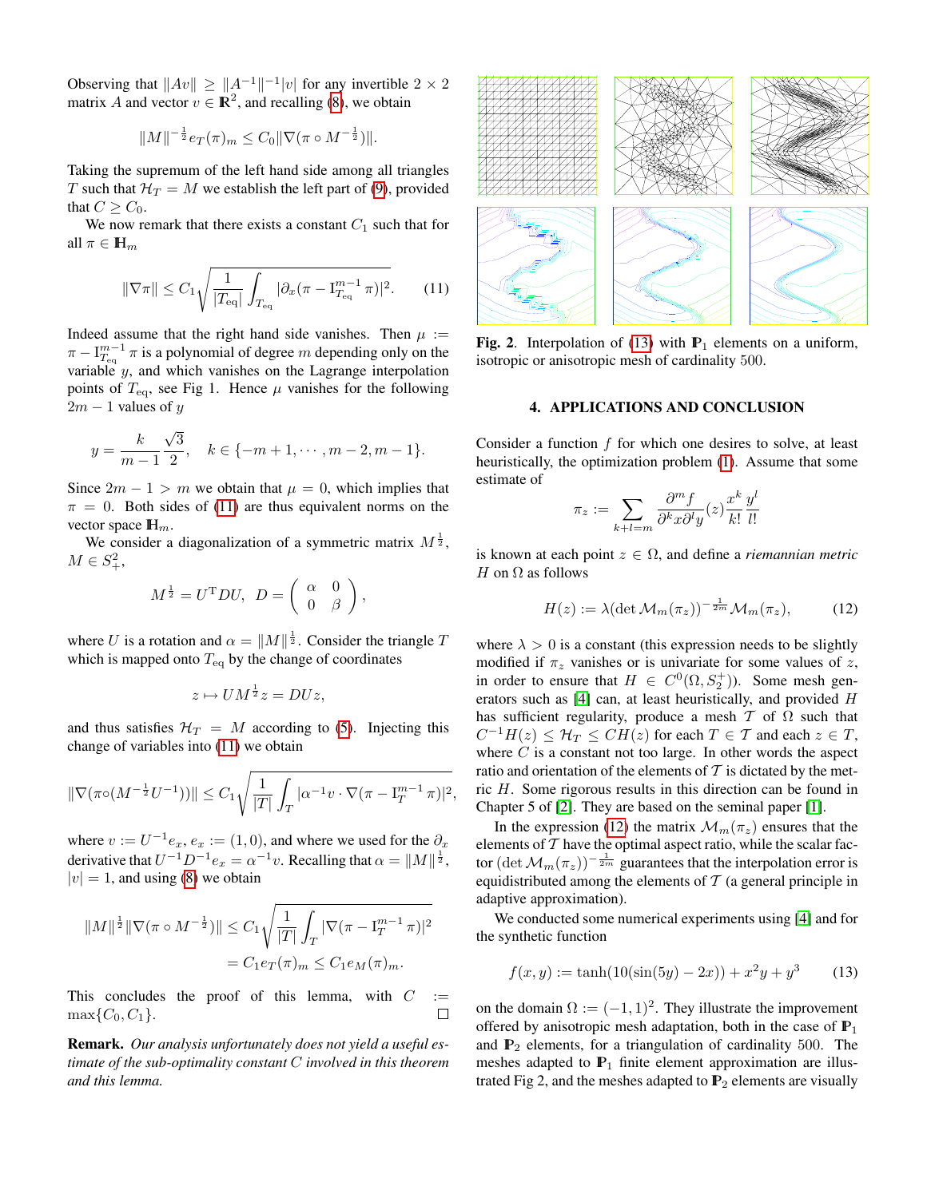Observing that $\|Av\| \geq \|A^{-1}\|^{-1}|v|$ for any invertible $2 \times 2$ matrix $A$ and vector $v \in \mathbb{R}^2$, and recalling (8), we obtain

$$\|M\|^{-\frac{1}{2}} e_T(\pi)_m \leq C_0 \|\nabla(\pi \circ M^{-\frac{1}{2}})\|.$$

Taking the supremum of the left hand side among all triangles $T$ such that $\mathcal{H}_T = M$ we establish the left part of (9), provided that $C \geq C_0$.

We now remark that there exists a constant $C_1$ such that for all $\pi \in \mathbb{H}_m$

$$\|\nabla \pi\| \leq C_1 \sqrt{\frac{1}{|T_{\rm eq}|}\int_{T_{\rm eq}} |\partial_x(\pi - \mathrm{I}_{T_{\rm eq}}^{m-1}\pi)|^2}. \qquad (11)$$

Indeed assume that the right hand side vanishes. Then $\mu := \pi - \mathrm{I}_{T_{\rm eq}}^{m-1}\pi$ is a polynomial of degree $m$ depending only on the variable $y$, and which vanishes on the Lagrange interpolation points of $T_{\rm eq}$, see Fig 1. Hence $\mu$ vanishes for the following $2m-1$ values of $y$

$$y = \frac{k}{m-1}\frac{\sqrt{3}}{2}, \quad k \in \{-m+1, \cdots, m-2, m-1\}.$$

Since $2m - 1 > m$ we obtain that $\mu = 0$, which implies that $\pi = 0$. Both sides of (11) are thus equivalent norms on the vector space $\mathbb{H}_m$.

We consider a diagonalization of a symmetric matrix $M^{\frac{1}{2}}$, $M \in S_+^2$,

$$M^{\frac{1}{2}} = U^{\mathrm{T}} D U, \quad D = \begin{pmatrix} \alpha & 0 \\ 0 & \beta \end{pmatrix},$$

where $U$ is a rotation and $\alpha = \|M\|^{\frac{1}{2}}$. Consider the triangle $T$ which is mapped onto $T_{\rm eq}$ by the change of coordinates

$$z \mapsto UM^{\frac{1}{2}}z = DUz,$$

and thus satisfies $\mathcal{H}_T = M$ according to (5). Injecting this change of variables into (11) we obtain

$$\|\nabla(\pi \circ (M^{-\frac{1}{2}}U^{-1}))\| \leq C_1 \sqrt{\frac{1}{|T|}\int_T |\alpha^{-1} v \cdot \nabla(\pi - \mathrm{I}_T^{m-1}\pi)|^2},$$

where $v := U^{-1}e_x$, $e_x := (1,0)$, and where we used for the $\partial_x$ derivative that $U^{-1}D^{-1}e_x = \alpha^{-1}v$. Recalling that $\alpha = \|M\|^{\frac{1}{2}}$, $|v| = 1$, and using (8) we obtain

$$\|M\|^{\frac{1}{2}} \|\nabla(\pi \circ M^{-\frac{1}{2}})\| \leq C_1 \sqrt{\frac{1}{|T|}\int_T |\nabla(\pi - \mathrm{I}_T^{m-1}\pi)|^2}$$
$$= C_1 e_T(\pi)_m \leq C_1 e_M(\pi)_m.$$

This concludes the proof of this lemma, with $C := \max\{C_0, C_1\}$. $\square$

**Remark.** *Our analysis unfortunately does not yield a useful estimate of the sub-optimality constant $C$ involved in this theorem and this lemma.*

Fig. 2. Interpolation of (13) with $\mathbb{P}_1$ elements on a uniform, isotropic or anisotropic mesh of cardinality 500.

## 4. APPLICATIONS AND CONCLUSION

Consider a function $f$ for which one desires to solve, at least heuristically, the optimization problem (1). Assume that some estimate of

$$\pi_z := \sum_{k+l=m} \frac{\partial^m f}{\partial^k x \partial^l y}(z) \frac{x^k}{k!}\frac{y^l}{l!}$$

is known at each point $z \in \Omega$, and define a *riemannian metric* $H$ on $\Omega$ as follows

$$H(z) := \lambda (\det \mathcal{M}_m(\pi_z))^{-\frac{1}{2m}} \mathcal{M}_m(\pi_z), \qquad (12)$$

where $\lambda > 0$ is a constant (this expression needs to be slightly modified if $\pi_z$ vanishes or is univariate for some values of $z$, in order to ensure that $H \in C^0(\Omega, S_2^+)$). Some mesh generators such as [4] can, at least heuristically, and provided $H$ has sufficient regularity, produce a mesh $\mathcal{T}$ of $\Omega$ such that $C^{-1}H(z) \leq \mathcal{H}_T \leq CH(z)$ for each $T \in \mathcal{T}$ and each $z \in T$, where $C$ is a constant not too large. In other words the aspect ratio and orientation of the elements of $\mathcal{T}$ is dictated by the metric $H$. Some rigorous results in this direction can be found in Chapter 5 of [2]. They are based on the seminal paper [1].

In the expression (12) the matrix $\mathcal{M}_m(\pi_z)$ ensures that the elements of $\mathcal{T}$ have the optimal aspect ratio, while the scalar factor $(\det \mathcal{M}_m(\pi_z))^{-\frac{1}{2m}}$ guarantees that the interpolation error is equidistributed among the elements of $\mathcal{T}$ (a general principle in adaptive approximation).

We conducted some numerical experiments using [4] and for the synthetic function

$$f(x,y) := \tanh(10(\sin(5y) - 2x)) + x^2 y + y^3 \qquad (13)$$

on the domain $\Omega := (-1,1)^2$. They illustrate the improvement offered by anisotropic mesh adaptation, both in the case of $\mathbb{P}_1$ and $\mathbb{P}_2$ elements, for a triangulation of cardinality 500. The meshes adapted to $\mathbb{P}_1$ finite element approximation are illustrated Fig 2, and the meshes adapted to $\mathbb{P}_2$ elements are visually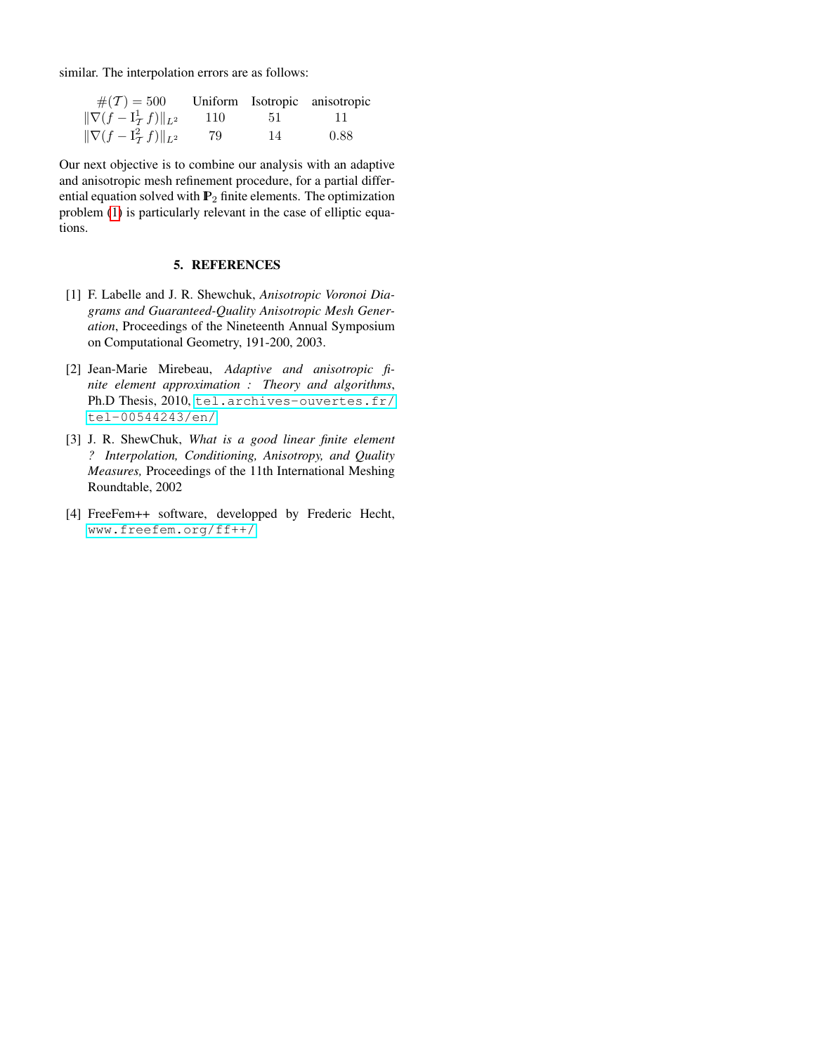similar. The interpolation errors are as follows:

| $\#(\mathcal{T}) = 500$ | Uniform | Isotropic | anisotropic |
|---|---|---|---|
| $\|\nabla(f - \mathrm{I}^1_{\mathcal{T}} f)\|_{L^2}$ | 110 | 51 | 11 |
| $\|\nabla(f - \mathrm{I}^2_{\mathcal{T}} f)\|_{L^2}$ | 79 | 14 | 0.88 |

Our next objective is to combine our analysis with an adaptive and anisotropic mesh refinement procedure, for a partial differential equation solved with $\mathbb{P}_2$ finite elements. The optimization problem (1) is particularly relevant in the case of elliptic equations.

## 5. REFERENCES

[1] F. Labelle and J. R. Shewchuk, *Anisotropic Voronoi Diagrams and Guaranteed-Quality Anisotropic Mesh Generation*, Proceedings of the Nineteenth Annual Symposium on Computational Geometry, 191-200, 2003.

[2] Jean-Marie Mirebeau, *Adaptive and anisotropic finite element approximation : Theory and algorithms*, Ph.D Thesis, 2010, tel.archives-ouvertes.fr/tel-00544243/en/

[3] J. R. ShewChuk, *What is a good linear finite element ? Interpolation, Conditioning, Anisotropy, and Quality Measures,* Proceedings of the 11th International Meshing Roundtable, 2002

[4] FreeFem++ software, developped by Frederic Hecht, www.freefem.org/ff++/